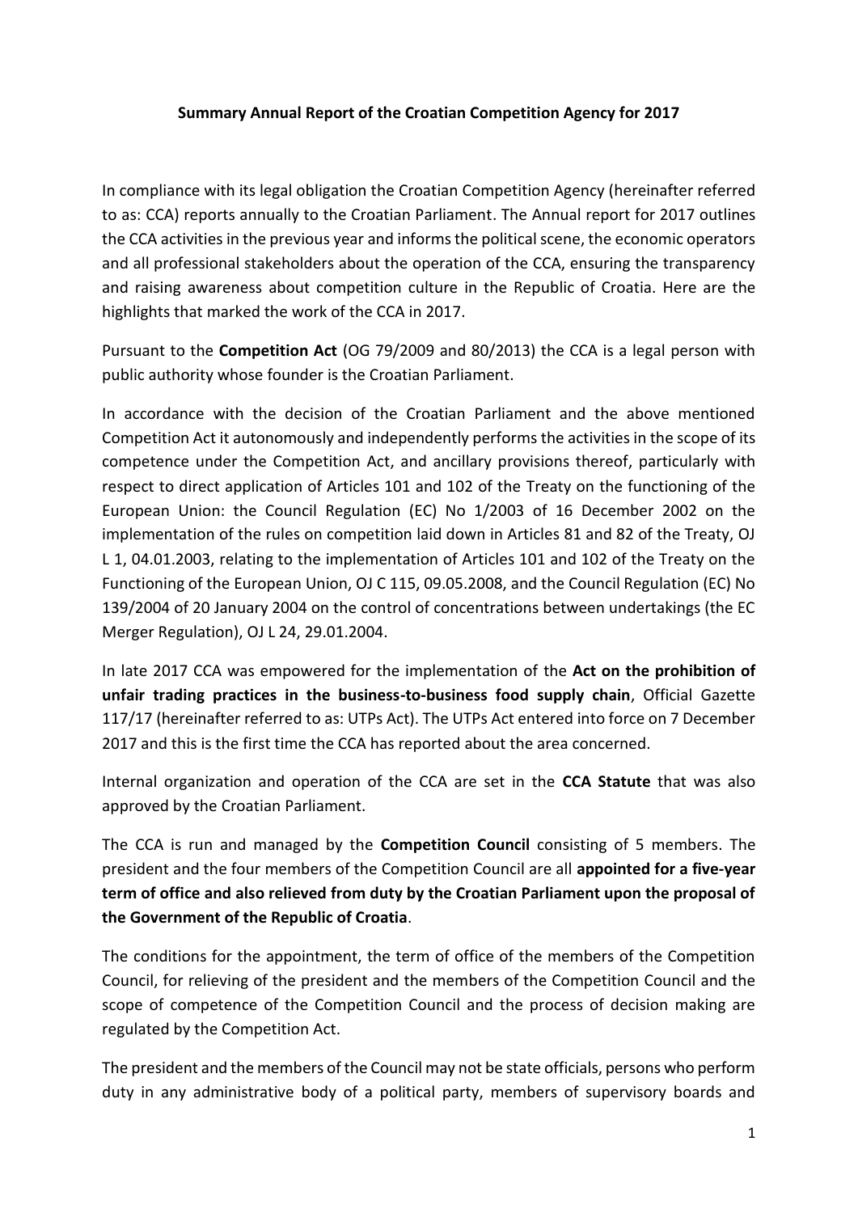**Summary Annual Report of the Croatian Competition Agency for 2017**

In compliance with its legal obligation the Croatian Competition Agency (hereinafter referred to as: CCA) reports annually to the Croatian Parliament. The Annual report for 2017 outlines the CCA activities in the previous year and informs the political scene, the economic operators and all professional stakeholders about the operation of the CCA, ensuring the transparency and raising awareness about competition culture in the Republic of Croatia. Here are the highlights that marked the work of the CCA in 2017.

Pursuant to the **Competition Act** (OG 79/2009 and 80/2013) the CCA is a legal person with public authority whose founder is the Croatian Parliament.

In accordance with the decision of the Croatian Parliament and the above mentioned Competition Act it autonomously and independently performs the activities in the scope of its competence under the Competition Act, and ancillary provisions thereof, particularly with respect to direct application of Articles 101 and 102 of the Treaty on the functioning of the European Union: the Council Regulation (EC) No 1/2003 of 16 December 2002 on the implementation of the rules on competition laid down in Articles 81 and 82 of the Treaty, OJ L 1, 04.01.2003, relating to the implementation of Articles 101 and 102 of the Treaty on the Functioning of the European Union, OJ C 115, 09.05.2008, and the Council Regulation (EC) No 139/2004 of 20 January 2004 on the control of concentrations between undertakings (the EC Merger Regulation), OJ L 24, 29.01.2004.

In late 2017 CCA was empowered for the implementation of the **Act on the prohibition of unfair trading practices in the business-to-business food supply chain**, Official Gazette 117/17 (hereinafter referred to as: UTPs Act). The UTPs Act entered into force on 7 December 2017 and this is the first time the CCA has reported about the area concerned.

Internal organization and operation of the CCA are set in the **CCA Statute** that was also approved by the Croatian Parliament.

The CCA is run and managed by the **Competition Council** consisting of 5 members. The president and the four members of the Competition Council are all **appointed for a five-year term of office and also relieved from duty by the Croatian Parliament upon the proposal of the Government of the Republic of Croatia**.

The conditions for the appointment, the term of office of the members of the Competition Council, for relieving of the president and the members of the Competition Council and the scope of competence of the Competition Council and the process of decision making are regulated by the Competition Act.

The president and the members of the Council may not be state officials, persons who perform duty in any administrative body of a political party, members of supervisory boards and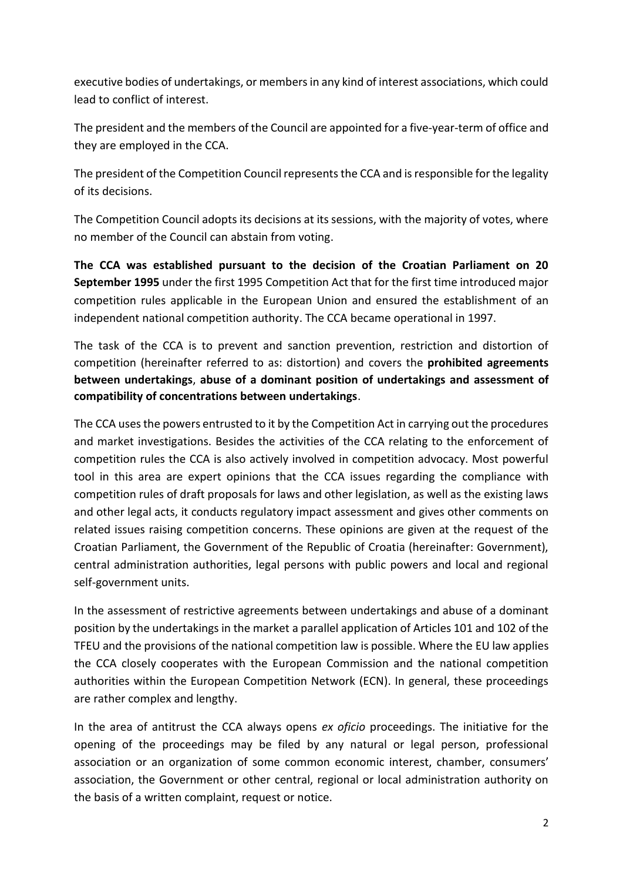executive bodies of undertakings, or members in any kind of interest associations, which could lead to conflict of interest.

The president and the members of the Council are appointed for a five-year-term of office and they are employed in the CCA.

The president of the Competition Council represents the CCA and is responsible for the legality of its decisions.

The Competition Council adopts its decisions at its sessions, with the majority of votes, where no member of the Council can abstain from voting.

**The CCA was established pursuant to the decision of the Croatian Parliament on 20 September 1995** under the first 1995 Competition Act that for the first time introduced major competition rules applicable in the European Union and ensured the establishment of an independent national competition authority. The CCA became operational in 1997.

The task of the CCA is to prevent and sanction prevention, restriction and distortion of competition (hereinafter referred to as: distortion) and covers the **prohibited agreements between undertakings**, **abuse of a dominant position of undertakings and assessment of compatibility of concentrations between undertakings**.

The CCA uses the powers entrusted to it by the Competition Act in carrying out the procedures and market investigations. Besides the activities of the CCA relating to the enforcement of competition rules the CCA is also actively involved in competition advocacy. Most powerful tool in this area are expert opinions that the CCA issues regarding the compliance with competition rules of draft proposals for laws and other legislation, as well as the existing laws and other legal acts, it conducts regulatory impact assessment and gives other comments on related issues raising competition concerns. These opinions are given at the request of the Croatian Parliament, the Government of the Republic of Croatia (hereinafter: Government), central administration authorities, legal persons with public powers and local and regional self-government units.

In the assessment of restrictive agreements between undertakings and abuse of a dominant position by the undertakings in the market a parallel application of Articles 101 and 102 of the TFEU and the provisions of the national competition law is possible. Where the EU law applies the CCA closely cooperates with the European Commission and the national competition authorities within the European Competition Network (ECN). In general, these proceedings are rather complex and lengthy.

In the area of antitrust the CCA always opens *ex oficio* proceedings. The initiative for the opening of the proceedings may be filed by any natural or legal person, professional association or an organization of some common economic interest, chamber, consumers' association, the Government or other central, regional or local administration authority on the basis of a written complaint, request or notice.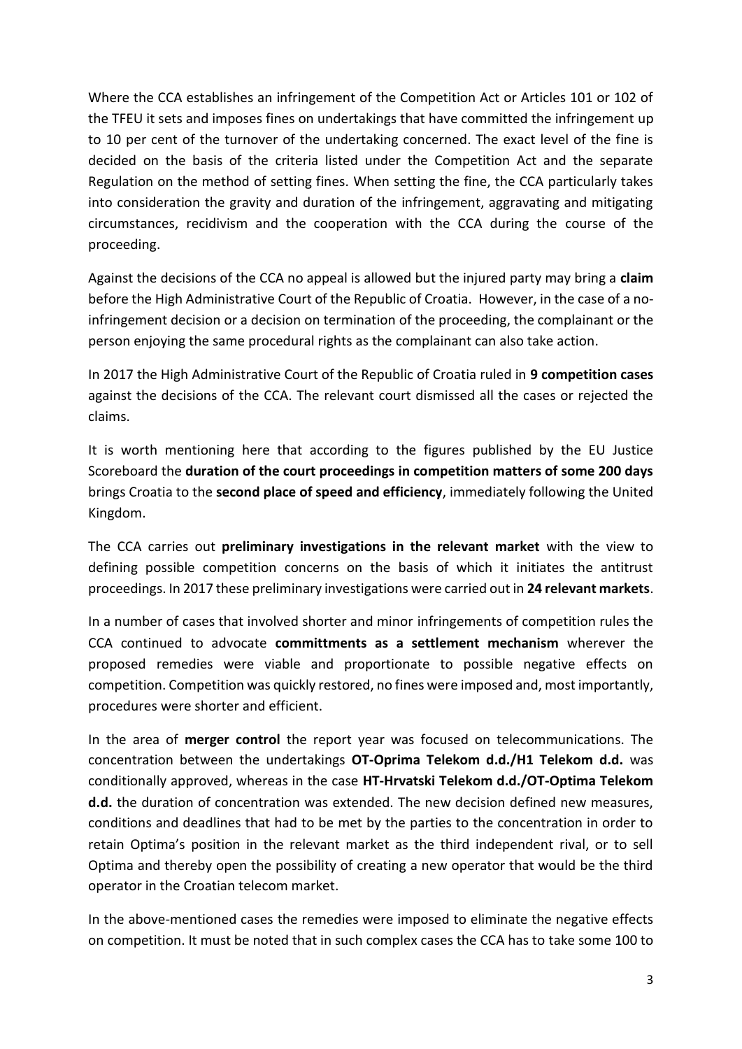Where the CCA establishes an infringement of the Competition Act or Articles 101 or 102 of the TFEU it sets and imposes fines on undertakings that have committed the infringement up to 10 per cent of the turnover of the undertaking concerned. The exact level of the fine is decided on the basis of the criteria listed under the Competition Act and the separate Regulation on the method of setting fines. When setting the fine, the CCA particularly takes into consideration the gravity and duration of the infringement, aggravating and mitigating circumstances, recidivism and the cooperation with the CCA during the course of the proceeding.

Against the decisions of the CCA no appeal is allowed but the injured party may bring a **claim** before the High Administrative Court of the Republic of Croatia. However, in the case of a no-infringement decision or a decision on termination of the proceeding, the complainant or the person enjoying the same procedural rights as the complainant can also take action.

In 2017 the High Administrative Court of the Republic of Croatia ruled in **9 competition cases** against the decisions of the CCA. The relevant court dismissed all the cases or rejected the claims.

It is worth mentioning here that according to the figures published by the EU Justice Scoreboard the **duration of the court proceedings in competition matters of some 200 days** brings Croatia to the **second place of speed and efficiency**, immediately following the United Kingdom.

The CCA carries out **preliminary investigations in the relevant market** with the view to defining possible competition concerns on the basis of which it initiates the antitrust proceedings. In 2017 these preliminary investigations were carried out in **24 relevant markets**.

In a number of cases that involved shorter and minor infringements of competition rules the CCA continued to advocate **committments as a settlement mechanism** wherever the proposed remedies were viable and proportionate to possible negative effects on competition. Competition was quickly restored, no fines were imposed and, most importantly, procedures were shorter and efficient.

In the area of **merger control** the report year was focused on telecommunications. The concentration between the undertakings **OT-Oprima Telekom d.d./H1 Telekom d.d.** was conditionally approved, whereas in the case **HT-Hrvatski Telekom d.d./OT-Optima Telekom d.d.** the duration of concentration was extended. The new decision defined new measures, conditions and deadlines that had to be met by the parties to the concentration in order to retain Optima's position in the relevant market as the third independent rival, or to sell Optima and thereby open the possibility of creating a new operator that would be the third operator in the Croatian telecom market.

In the above-mentioned cases the remedies were imposed to eliminate the negative effects on competition. It must be noted that in such complex cases the CCA has to take some 100 to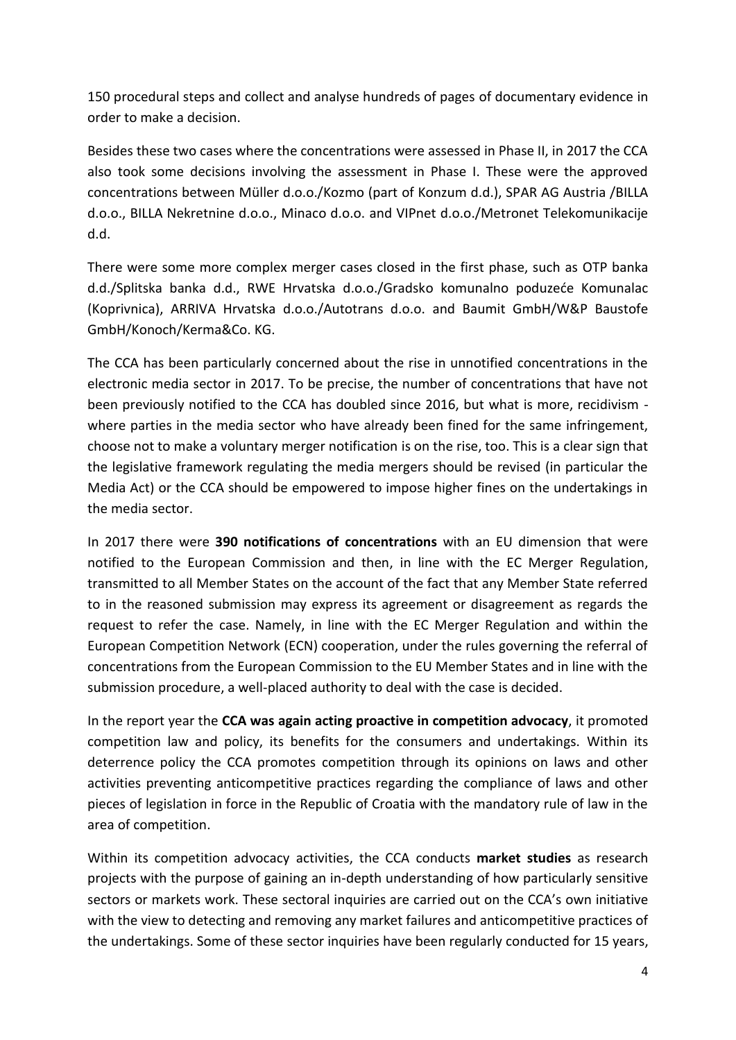150 procedural steps and collect and analyse hundreds of pages of documentary evidence in order to make a decision.

Besides these two cases where the concentrations were assessed in Phase II, in 2017 the CCA also took some decisions involving the assessment in Phase I. These were the approved concentrations between Müller d.o.o./Kozmo (part of Konzum d.d.), SPAR AG Austria /BILLA d.o.o., BILLA Nekretnine d.o.o., Minaco d.o.o. and VIPnet d.o.o./Metronet Telekomunikacije d.d.

There were some more complex merger cases closed in the first phase, such as OTP banka d.d./Splitska banka d.d., RWE Hrvatska d.o.o./Gradsko komunalno poduzeće Komunalac (Koprivnica), ARRIVA Hrvatska d.o.o./Autotrans d.o.o. and Baumit GmbH/W&P Baustofe GmbH/Konoch/Kerma&Co. KG.

The CCA has been particularly concerned about the rise in unnotified concentrations in the electronic media sector in 2017. To be precise, the number of concentrations that have not been previously notified to the CCA has doubled since 2016, but what is more, recidivism - where parties in the media sector who have already been fined for the same infringement, choose not to make a voluntary merger notification is on the rise, too. This is a clear sign that the legislative framework regulating the media mergers should be revised (in particular the Media Act) or the CCA should be empowered to impose higher fines on the undertakings in the media sector.

In 2017 there were **390 notifications of concentrations** with an EU dimension that were notified to the European Commission and then, in line with the EC Merger Regulation, transmitted to all Member States on the account of the fact that any Member State referred to in the reasoned submission may express its agreement or disagreement as regards the request to refer the case. Namely, in line with the EC Merger Regulation and within the European Competition Network (ECN) cooperation, under the rules governing the referral of concentrations from the European Commission to the EU Member States and in line with the submission procedure, a well-placed authority to deal with the case is decided.

In the report year the **CCA was again acting proactive in competition advocacy**, it promoted competition law and policy, its benefits for the consumers and undertakings. Within its deterrence policy the CCA promotes competition through its opinions on laws and other activities preventing anticompetitive practices regarding the compliance of laws and other pieces of legislation in force in the Republic of Croatia with the mandatory rule of law in the area of competition.

Within its competition advocacy activities, the CCA conducts **market studies** as research projects with the purpose of gaining an in-depth understanding of how particularly sensitive sectors or markets work. These sectoral inquiries are carried out on the CCA's own initiative with the view to detecting and removing any market failures and anticompetitive practices of the undertakings. Some of these sector inquiries have been regularly conducted for 15 years,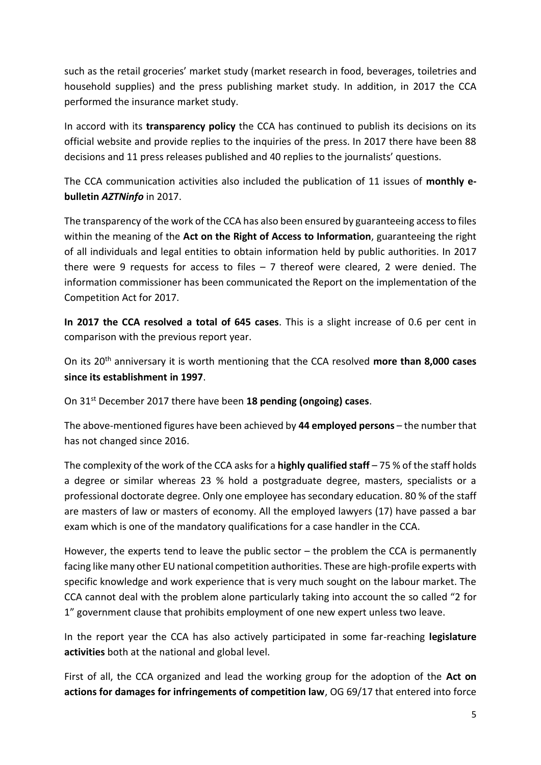such as the retail groceries' market study (market research in food, beverages, toiletries and household supplies) and the press publishing market study. In addition, in 2017 the CCA performed the insurance market study.

In accord with its **transparency policy** the CCA has continued to publish its decisions on its official website and provide replies to the inquiries of the press. In 2017 there have been 88 decisions and 11 press releases published and 40 replies to the journalists' questions.

The CCA communication activities also included the publication of 11 issues of **monthly e-bulletin *AZTNinfo*** in 2017.

The transparency of the work of the CCA has also been ensured by guaranteeing access to files within the meaning of the **Act on the Right of Access to Information**, guaranteeing the right of all individuals and legal entities to obtain information held by public authorities. In 2017 there were 9 requests for access to files – 7 thereof were cleared, 2 were denied. The information commissioner has been communicated the Report on the implementation of the Competition Act for 2017.

**In 2017 the CCA resolved a total of 645 cases**. This is a slight increase of 0.6 per cent in comparison with the previous report year.

On its 20th anniversary it is worth mentioning that the CCA resolved **more than 8,000 cases since its establishment in 1997**.

On 31st December 2017 there have been **18 pending (ongoing) cases**.

The above-mentioned figures have been achieved by **44 employed persons** – the number that has not changed since 2016.

The complexity of the work of the CCA asks for a **highly qualified staff** – 75 % of the staff holds a degree or similar whereas 23 % hold a postgraduate degree, masters, specialists or a professional doctorate degree. Only one employee has secondary education. 80 % of the staff are masters of law or masters of economy. All the employed lawyers (17) have passed a bar exam which is one of the mandatory qualifications for a case handler in the CCA.

However, the experts tend to leave the public sector – the problem the CCA is permanently facing like many other EU national competition authorities. These are high-profile experts with specific knowledge and work experience that is very much sought on the labour market. The CCA cannot deal with the problem alone particularly taking into account the so called "2 for 1" government clause that prohibits employment of one new expert unless two leave.

In the report year the CCA has also actively participated in some far-reaching **legislature activities** both at the national and global level.

First of all, the CCA organized and lead the working group for the adoption of the **Act on actions for damages for infringements of competition law**, OG 69/17 that entered into force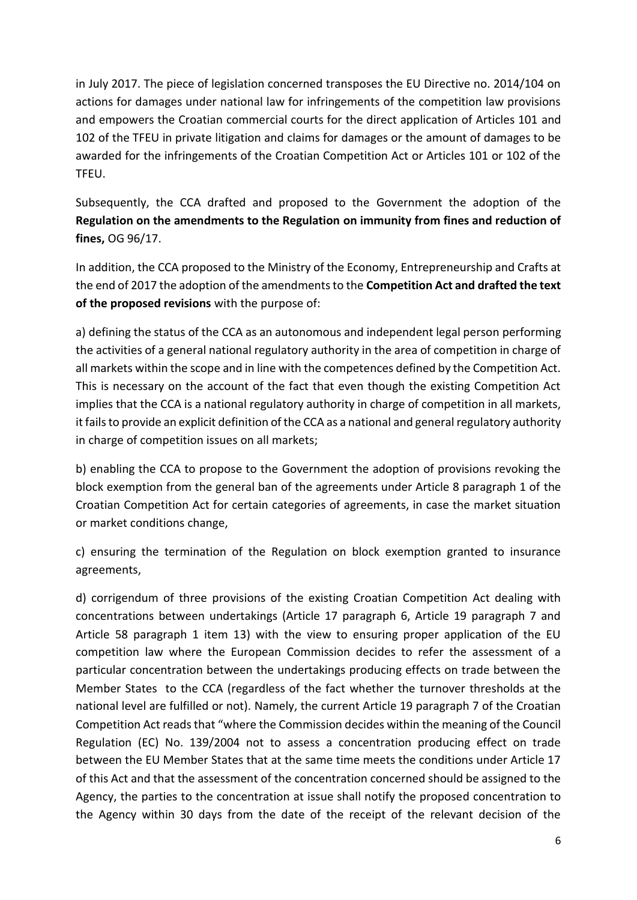in July 2017. The piece of legislation concerned transposes the EU Directive no. 2014/104 on actions for damages under national law for infringements of the competition law provisions and empowers the Croatian commercial courts for the direct application of Articles 101 and 102 of the TFEU in private litigation and claims for damages or the amount of damages to be awarded for the infringements of the Croatian Competition Act or Articles 101 or 102 of the TFEU.

Subsequently, the CCA drafted and proposed to the Government the adoption of the **Regulation on the amendments to the Regulation on immunity from fines and reduction of fines,** OG 96/17.

In addition, the CCA proposed to the Ministry of the Economy, Entrepreneurship and Crafts at the end of 2017 the adoption of the amendments to the **Competition Act and drafted the text of the proposed revisions** with the purpose of:

a) defining the status of the CCA as an autonomous and independent legal person performing the activities of a general national regulatory authority in the area of competition in charge of all markets within the scope and in line with the competences defined by the Competition Act. This is necessary on the account of the fact that even though the existing Competition Act implies that the CCA is a national regulatory authority in charge of competition in all markets, it fails to provide an explicit definition of the CCA as a national and general regulatory authority in charge of competition issues on all markets;

b) enabling the CCA to propose to the Government the adoption of provisions revoking the block exemption from the general ban of the agreements under Article 8 paragraph 1 of the Croatian Competition Act for certain categories of agreements, in case the market situation or market conditions change,

c) ensuring the termination of the Regulation on block exemption granted to insurance agreements,

d) corrigendum of three provisions of the existing Croatian Competition Act dealing with concentrations between undertakings (Article 17 paragraph 6, Article 19 paragraph 7 and Article 58 paragraph 1 item 13) with the view to ensuring proper application of the EU competition law where the European Commission decides to refer the assessment of a particular concentration between the undertakings producing effects on trade between the Member States to the CCA (regardless of the fact whether the turnover thresholds at the national level are fulfilled or not). Namely, the current Article 19 paragraph 7 of the Croatian Competition Act reads that "where the Commission decides within the meaning of the Council Regulation (EC) No. 139/2004 not to assess a concentration producing effect on trade between the EU Member States that at the same time meets the conditions under Article 17 of this Act and that the assessment of the concentration concerned should be assigned to the Agency, the parties to the concentration at issue shall notify the proposed concentration to the Agency within 30 days from the date of the receipt of the relevant decision of the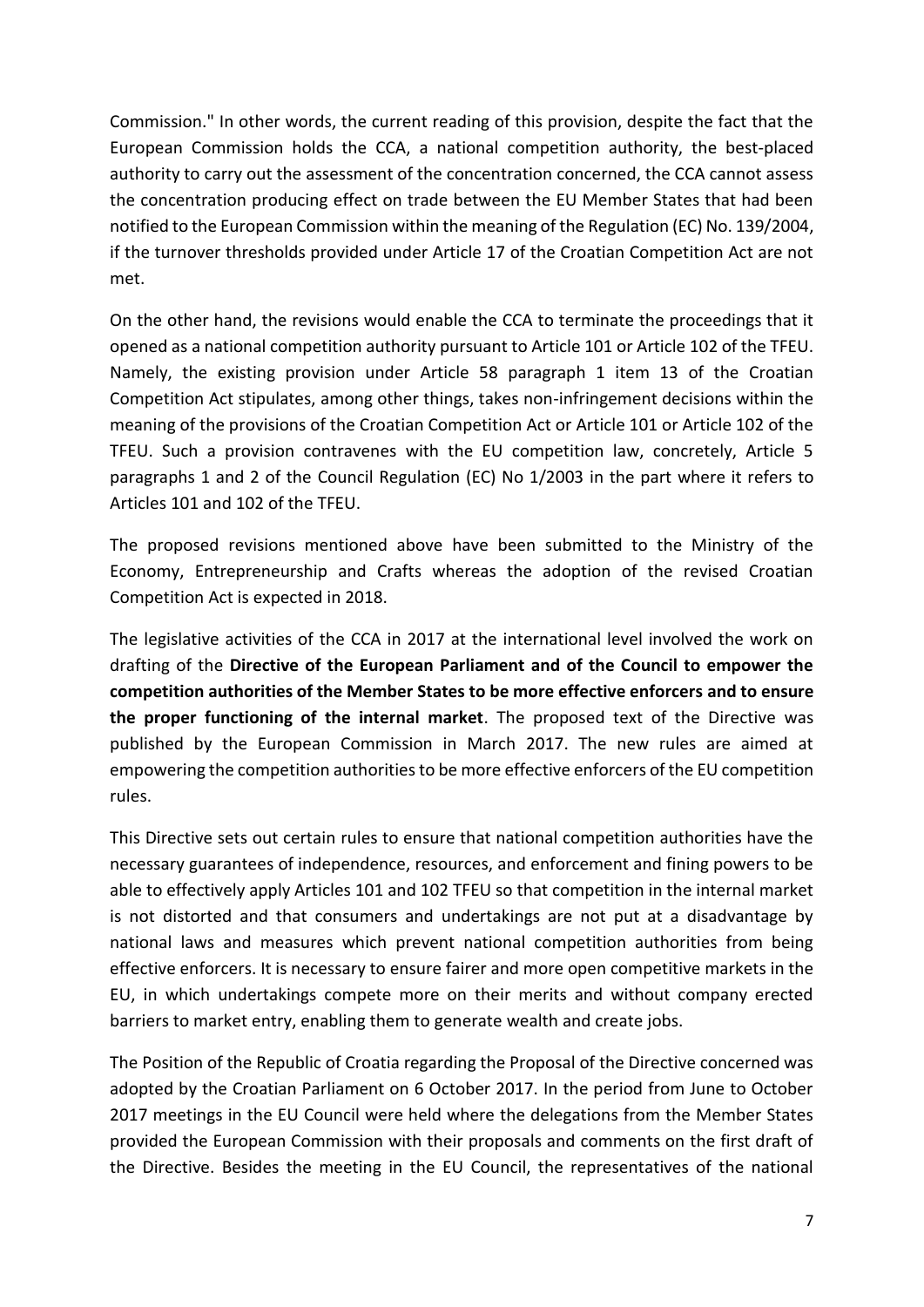Commission." In other words, the current reading of this provision, despite the fact that the European Commission holds the CCA, a national competition authority, the best-placed authority to carry out the assessment of the concentration concerned, the CCA cannot assess the concentration producing effect on trade between the EU Member States that had been notified to the European Commission within the meaning of the Regulation (EC) No. 139/2004, if the turnover thresholds provided under Article 17 of the Croatian Competition Act are not met.

On the other hand, the revisions would enable the CCA to terminate the proceedings that it opened as a national competition authority pursuant to Article 101 or Article 102 of the TFEU. Namely, the existing provision under Article 58 paragraph 1 item 13 of the Croatian Competition Act stipulates, among other things, takes non-infringement decisions within the meaning of the provisions of the Croatian Competition Act or Article 101 or Article 102 of the TFEU. Such a provision contravenes with the EU competition law, concretely, Article 5 paragraphs 1 and 2 of the Council Regulation (EC) No 1/2003 in the part where it refers to Articles 101 and 102 of the TFEU.

The proposed revisions mentioned above have been submitted to the Ministry of the Economy, Entrepreneurship and Crafts whereas the adoption of the revised Croatian Competition Act is expected in 2018.

The legislative activities of the CCA in 2017 at the international level involved the work on drafting of the **Directive of the European Parliament and of the Council to empower the competition authorities of the Member States to be more effective enforcers and to ensure the proper functioning of the internal market**. The proposed text of the Directive was published by the European Commission in March 2017. The new rules are aimed at empowering the competition authorities to be more effective enforcers of the EU competition rules.

This Directive sets out certain rules to ensure that national competition authorities have the necessary guarantees of independence, resources, and enforcement and fining powers to be able to effectively apply Articles 101 and 102 TFEU so that competition in the internal market is not distorted and that consumers and undertakings are not put at a disadvantage by national laws and measures which prevent national competition authorities from being effective enforcers. It is necessary to ensure fairer and more open competitive markets in the EU, in which undertakings compete more on their merits and without company erected barriers to market entry, enabling them to generate wealth and create jobs.

The Position of the Republic of Croatia regarding the Proposal of the Directive concerned was adopted by the Croatian Parliament on 6 October 2017. In the period from June to October 2017 meetings in the EU Council were held where the delegations from the Member States provided the European Commission with their proposals and comments on the first draft of the Directive. Besides the meeting in the EU Council, the representatives of the national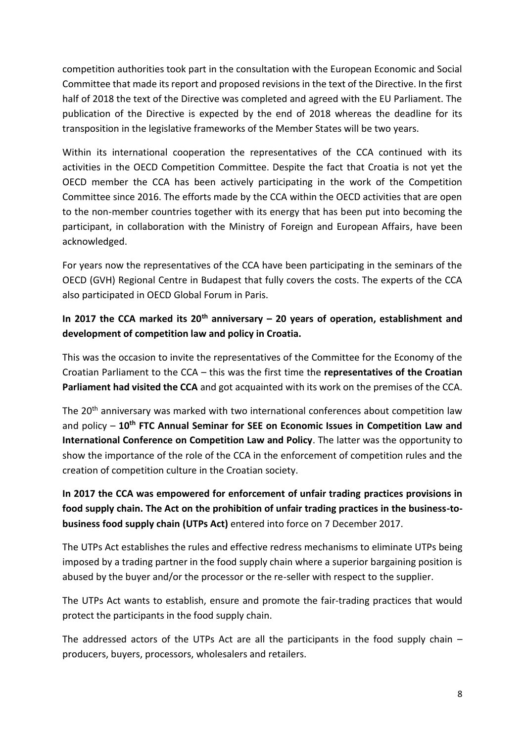competition authorities took part in the consultation with the European Economic and Social Committee that made its report and proposed revisions in the text of the Directive. In the first half of 2018 the text of the Directive was completed and agreed with the EU Parliament. The publication of the Directive is expected by the end of 2018 whereas the deadline for its transposition in the legislative frameworks of the Member States will be two years.

Within its international cooperation the representatives of the CCA continued with its activities in the OECD Competition Committee. Despite the fact that Croatia is not yet the OECD member the CCA has been actively participating in the work of the Competition Committee since 2016. The efforts made by the CCA within the OECD activities that are open to the non-member countries together with its energy that has been put into becoming the participant, in collaboration with the Ministry of Foreign and European Affairs, have been acknowledged.

For years now the representatives of the CCA have been participating in the seminars of the OECD (GVH) Regional Centre in Budapest that fully covers the costs. The experts of the CCA also participated in OECD Global Forum in Paris.

**In 2017 the CCA marked its 20th anniversary – 20 years of operation, establishment and development of competition law and policy in Croatia.**

This was the occasion to invite the representatives of the Committee for the Economy of the Croatian Parliament to the CCA – this was the first time the **representatives of the Croatian Parliament had visited the CCA** and got acquainted with its work on the premises of the CCA.

The 20th anniversary was marked with two international conferences about competition law and policy – **10th FTC Annual Seminar for SEE on Economic Issues in Competition Law and International Conference on Competition Law and Policy**. The latter was the opportunity to show the importance of the role of the CCA in the enforcement of competition rules and the creation of competition culture in the Croatian society.

**In 2017 the CCA was empowered for enforcement of unfair trading practices provisions in food supply chain. The Act on the prohibition of unfair trading practices in the business-to-business food supply chain (UTPs Act)** entered into force on 7 December 2017.

The UTPs Act establishes the rules and effective redress mechanisms to eliminate UTPs being imposed by a trading partner in the food supply chain where a superior bargaining position is abused by the buyer and/or the processor or the re-seller with respect to the supplier.

The UTPs Act wants to establish, ensure and promote the fair-trading practices that would protect the participants in the food supply chain.

The addressed actors of the UTPs Act are all the participants in the food supply chain – producers, buyers, processors, wholesalers and retailers.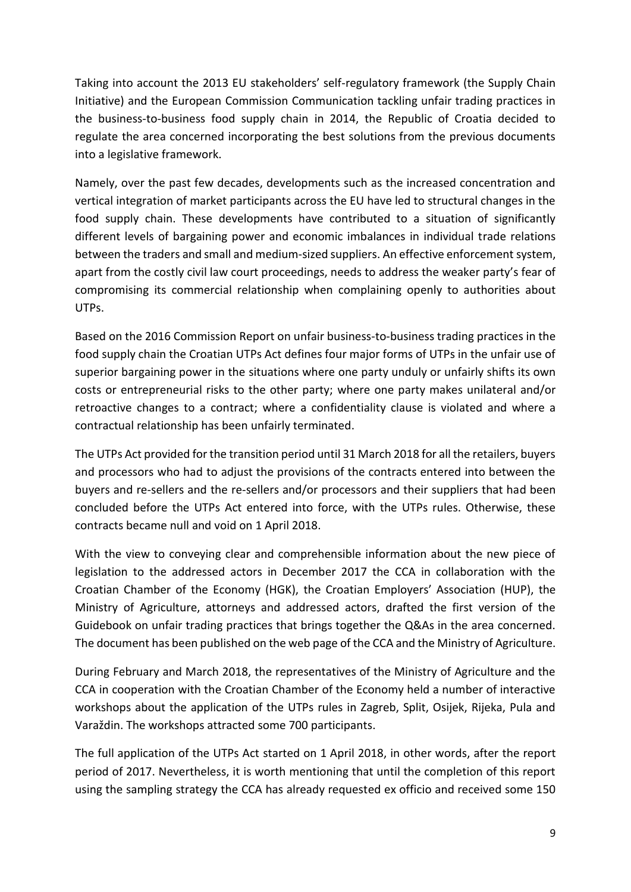Taking into account the 2013 EU stakeholders' self-regulatory framework (the Supply Chain Initiative) and the European Commission Communication tackling unfair trading practices in the business-to-business food supply chain in 2014, the Republic of Croatia decided to regulate the area concerned incorporating the best solutions from the previous documents into a legislative framework.

Namely, over the past few decades, developments such as the increased concentration and vertical integration of market participants across the EU have led to structural changes in the food supply chain. These developments have contributed to a situation of significantly different levels of bargaining power and economic imbalances in individual trade relations between the traders and small and medium-sized suppliers. An effective enforcement system, apart from the costly civil law court proceedings, needs to address the weaker party's fear of compromising its commercial relationship when complaining openly to authorities about UTPs.

Based on the 2016 Commission Report on unfair business-to-business trading practices in the food supply chain the Croatian UTPs Act defines four major forms of UTPs in the unfair use of superior bargaining power in the situations where one party unduly or unfairly shifts its own costs or entrepreneurial risks to the other party; where one party makes unilateral and/or retroactive changes to a contract; where a confidentiality clause is violated and where a contractual relationship has been unfairly terminated.

The UTPs Act provided for the transition period until 31 March 2018 for all the retailers, buyers and processors who had to adjust the provisions of the contracts entered into between the buyers and re-sellers and the re-sellers and/or processors and their suppliers that had been concluded before the UTPs Act entered into force, with the UTPs rules. Otherwise, these contracts became null and void on 1 April 2018.

With the view to conveying clear and comprehensible information about the new piece of legislation to the addressed actors in December 2017 the CCA in collaboration with the Croatian Chamber of the Economy (HGK), the Croatian Employers' Association (HUP), the Ministry of Agriculture, attorneys and addressed actors, drafted the first version of the Guidebook on unfair trading practices that brings together the Q&As in the area concerned. The document has been published on the web page of the CCA and the Ministry of Agriculture.

During February and March 2018, the representatives of the Ministry of Agriculture and the CCA in cooperation with the Croatian Chamber of the Economy held a number of interactive workshops about the application of the UTPs rules in Zagreb, Split, Osijek, Rijeka, Pula and Varaždin. The workshops attracted some 700 participants.

The full application of the UTPs Act started on 1 April 2018, in other words, after the report period of 2017. Nevertheless, it is worth mentioning that until the completion of this report using the sampling strategy the CCA has already requested ex officio and received some 150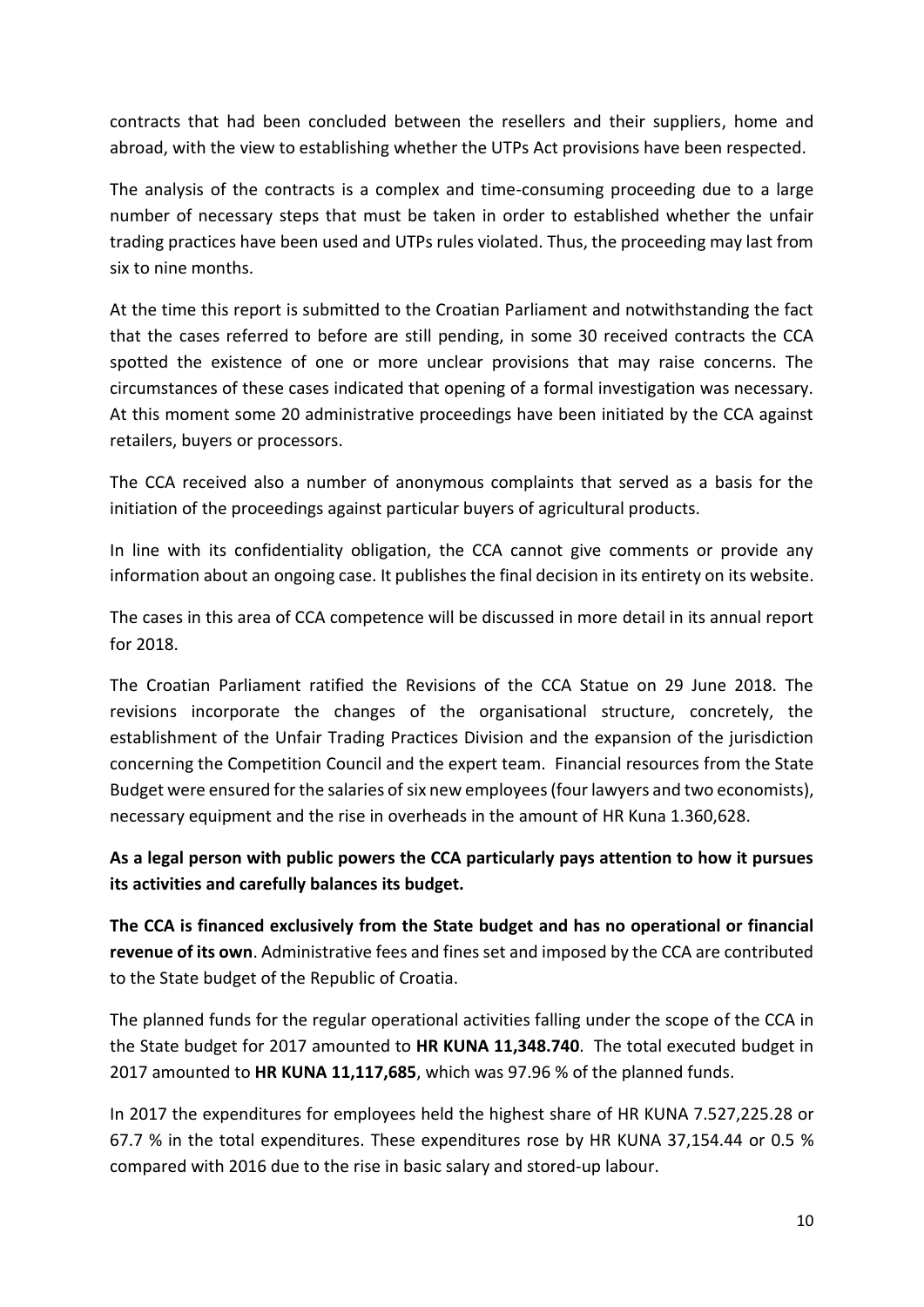contracts that had been concluded between the resellers and their suppliers, home and abroad, with the view to establishing whether the UTPs Act provisions have been respected.

The analysis of the contracts is a complex and time-consuming proceeding due to a large number of necessary steps that must be taken in order to established whether the unfair trading practices have been used and UTPs rules violated. Thus, the proceeding may last from six to nine months.

At the time this report is submitted to the Croatian Parliament and notwithstanding the fact that the cases referred to before are still pending, in some 30 received contracts the CCA spotted the existence of one or more unclear provisions that may raise concerns. The circumstances of these cases indicated that opening of a formal investigation was necessary. At this moment some 20 administrative proceedings have been initiated by the CCA against retailers, buyers or processors.

The CCA received also a number of anonymous complaints that served as a basis for the initiation of the proceedings against particular buyers of agricultural products.

In line with its confidentiality obligation, the CCA cannot give comments or provide any information about an ongoing case. It publishes the final decision in its entirety on its website.

The cases in this area of CCA competence will be discussed in more detail in its annual report for 2018.

The Croatian Parliament ratified the Revisions of the CCA Statue on 29 June 2018. The revisions incorporate the changes of the organisational structure, concretely, the establishment of the Unfair Trading Practices Division and the expansion of the jurisdiction concerning the Competition Council and the expert team. Financial resources from the State Budget were ensured for the salaries of six new employees (four lawyers and two economists), necessary equipment and the rise in overheads in the amount of HR Kuna 1.360,628.

**As a legal person with public powers the CCA particularly pays attention to how it pursues its activities and carefully balances its budget.**

**The CCA is financed exclusively from the State budget and has no operational or financial revenue of its own**. Administrative fees and fines set and imposed by the CCA are contributed to the State budget of the Republic of Croatia.

The planned funds for the regular operational activities falling under the scope of the CCA in the State budget for 2017 amounted to **HR KUNA 11,348.740**. The total executed budget in 2017 amounted to **HR KUNA 11,117,685**, which was 97.96 % of the planned funds.

In 2017 the expenditures for employees held the highest share of HR KUNA 7.527,225.28 or 67.7 % in the total expenditures. These expenditures rose by HR KUNA 37,154.44 or 0.5 % compared with 2016 due to the rise in basic salary and stored-up labour.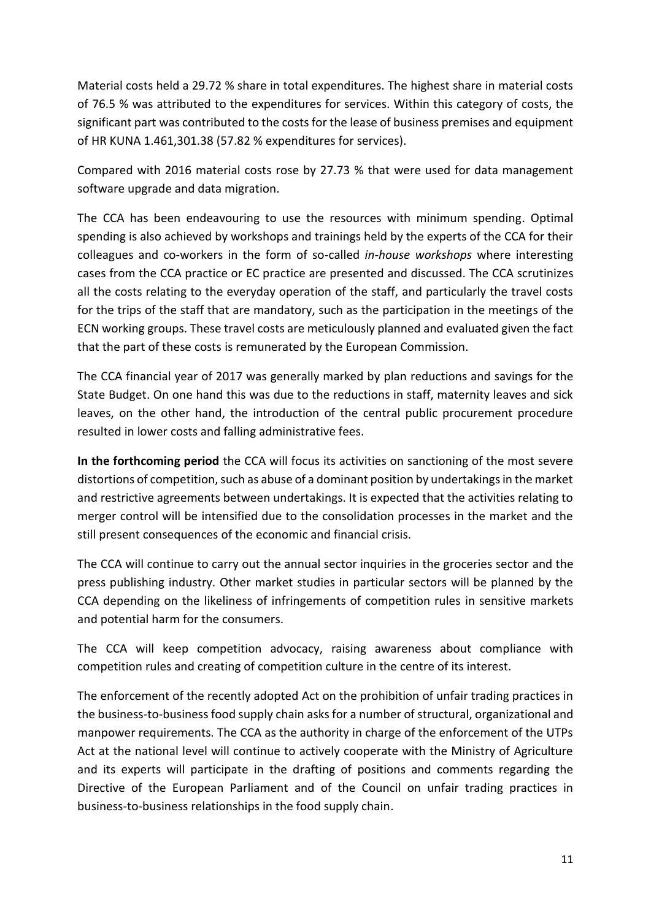Material costs held a 29.72 % share in total expenditures. The highest share in material costs of 76.5 % was attributed to the expenditures for services. Within this category of costs, the significant part was contributed to the costs for the lease of business premises and equipment of HR KUNA 1.461,301.38 (57.82 % expenditures for services).

Compared with 2016 material costs rose by 27.73 % that were used for data management software upgrade and data migration.

The CCA has been endeavouring to use the resources with minimum spending. Optimal spending is also achieved by workshops and trainings held by the experts of the CCA for their colleagues and co-workers in the form of so-called *in-house workshops* where interesting cases from the CCA practice or EC practice are presented and discussed. The CCA scrutinizes all the costs relating to the everyday operation of the staff, and particularly the travel costs for the trips of the staff that are mandatory, such as the participation in the meetings of the ECN working groups. These travel costs are meticulously planned and evaluated given the fact that the part of these costs is remunerated by the European Commission.

The CCA financial year of 2017 was generally marked by plan reductions and savings for the State Budget. On one hand this was due to the reductions in staff, maternity leaves and sick leaves, on the other hand, the introduction of the central public procurement procedure resulted in lower costs and falling administrative fees.

**In the forthcoming period** the CCA will focus its activities on sanctioning of the most severe distortions of competition, such as abuse of a dominant position by undertakings in the market and restrictive agreements between undertakings. It is expected that the activities relating to merger control will be intensified due to the consolidation processes in the market and the still present consequences of the economic and financial crisis.

The CCA will continue to carry out the annual sector inquiries in the groceries sector and the press publishing industry. Other market studies in particular sectors will be planned by the CCA depending on the likeliness of infringements of competition rules in sensitive markets and potential harm for the consumers.

The CCA will keep competition advocacy, raising awareness about compliance with competition rules and creating of competition culture in the centre of its interest.

The enforcement of the recently adopted Act on the prohibition of unfair trading practices in the business-to-business food supply chain asks for a number of structural, organizational and manpower requirements. The CCA as the authority in charge of the enforcement of the UTPs Act at the national level will continue to actively cooperate with the Ministry of Agriculture and its experts will participate in the drafting of positions and comments regarding the Directive of the European Parliament and of the Council on unfair trading practices in business-to-business relationships in the food supply chain.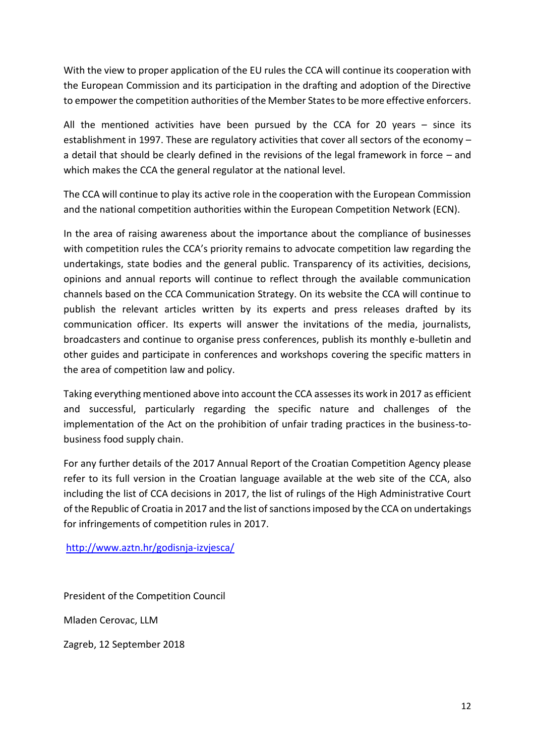With the view to proper application of the EU rules the CCA will continue its cooperation with the European Commission and its participation in the drafting and adoption of the Directive to empower the competition authorities of the Member States to be more effective enforcers.

All the mentioned activities have been pursued by the CCA for 20 years – since its establishment in 1997. These are regulatory activities that cover all sectors of the economy – a detail that should be clearly defined in the revisions of the legal framework in force – and which makes the CCA the general regulator at the national level.

The CCA will continue to play its active role in the cooperation with the European Commission and the national competition authorities within the European Competition Network (ECN).

In the area of raising awareness about the importance about the compliance of businesses with competition rules the CCA's priority remains to advocate competition law regarding the undertakings, state bodies and the general public. Transparency of its activities, decisions, opinions and annual reports will continue to reflect through the available communication channels based on the CCA Communication Strategy. On its website the CCA will continue to publish the relevant articles written by its experts and press releases drafted by its communication officer. Its experts will answer the invitations of the media, journalists, broadcasters and continue to organise press conferences, publish its monthly e-bulletin and other guides and participate in conferences and workshops covering the specific matters in the area of competition law and policy.

Taking everything mentioned above into account the CCA assesses its work in 2017 as efficient and successful, particularly regarding the specific nature and challenges of the implementation of the Act on the prohibition of unfair trading practices in the business-to-business food supply chain.

For any further details of the 2017 Annual Report of the Croatian Competition Agency please refer to its full version in the Croatian language available at the web site of the CCA, also including the list of CCA decisions in 2017, the list of rulings of the High Administrative Court of the Republic of Croatia in 2017 and the list of sanctions imposed by the CCA on undertakings for infringements of competition rules in 2017.

http://www.aztn.hr/godisnja-izvjesca/

President of the Competition Council

Mladen Cerovac, LLM

Zagreb, 12 September 2018